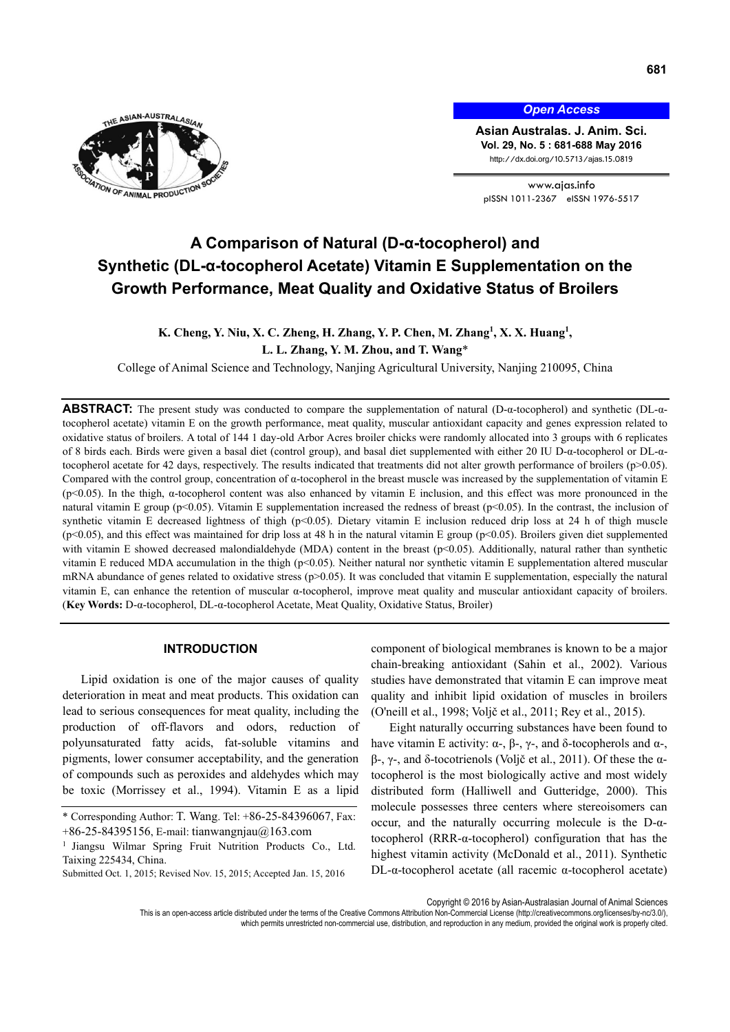# A Comparison of Natural (D-α-tocopherol) and Synthetic (DL-α-tocopherol Acetate) Vitamin E Supplementation on the Growth Performance, Meat Quality and Oxidative Status of Broilers

**K. Cheng, Y. Niu, X. C. Zheng, H. Zhang, Y. P. Chen, M. Zhang[1], X. X. Huang[1], L. L. Zhang, Y. M. Zhou, and T. Wang***

College of Animal Science and Technology, Nanjing Agricultural University, Nanjing 210095, China

**ABSTRACT:** The present study was conducted to compare the supplementation of natural (D-α-tocopherol) and synthetic (DL-α-tocopherol acetate) vitamin E on the growth performance, meat quality, muscular antioxidant capacity and genes expression related to oxidative status of broilers. A total of 144 1 day-old Arbor Acres broiler chicks were randomly allocated into 3 groups with 6 replicates of 8 birds each. Birds were given a basal diet (control group), and basal diet supplemented with either 20 IU D-α-tocopherol or DL-α-tocopherol acetate for 42 days, respectively. The results indicated that treatments did not alter growth performance of broilers ($p>0.05$). Compared with the control group, concentration of α-tocopherol in the breast muscle was increased by the supplementation of vitamin E ($p<0.05$). In the thigh, α-tocopherol content was also enhanced by vitamin E inclusion, and this effect was more pronounced in the natural vitamin E group ($p<0.05$). Vitamin E supplementation increased the redness of breast ($p<0.05$). In the contrast, the inclusion of synthetic vitamin E decreased lightness of thigh ($p<0.05$). Dietary vitamin E inclusion reduced drip loss at 24 h of thigh muscle ($p<0.05$), and this effect was maintained for drip loss at 48 h in the natural vitamin E group ($p<0.05$). Broilers given diet supplemented with vitamin E showed decreased malondialdehyde (MDA) content in the breast ($p<0.05$). Additionally, natural rather than synthetic vitamin E reduced MDA accumulation in the thigh ($p<0.05$). Neither natural nor synthetic vitamin E supplementation altered muscular mRNA abundance of genes related to oxidative stress ($p>0.05$). It was concluded that vitamin E supplementation, especially the natural vitamin E, can enhance the retention of muscular α-tocopherol, improve meat quality and muscular antioxidant capacity of broilers. (**Key Words:** D-α-tocopherol, DL-α-tocopherol Acetate, Meat Quality, Oxidative Status, Broiler)

## INTRODUCTION

Lipid oxidation is one of the major causes of quality deterioration in meat and meat products. This oxidation can lead to serious consequences for meat quality, including the production of off-flavors and odors, reduction of polyunsaturated fatty acids, fat-soluble vitamins and pigments, lower consumer acceptability, and the generation of compounds such as peroxides and aldehydes which may be toxic (Morrissey et al., 1994). Vitamin E as a lipid component of biological membranes is known to be a major chain-breaking antioxidant (Sahin et al., 2002). Various studies have demonstrated that vitamin E can improve meat quality and inhibit lipid oxidation of muscles in broilers (O'neill et al., 1998; Voljč et al., 2011; Rey et al., 2015).

Eight naturally occurring substances have been found to have vitamin E activity: α-, β-, γ-, and δ-tocopherols and α-, β-, γ-, and δ-tocotrienols (Voljč et al., 2011). Of these the α-tocopherol is the most biologically active and most widely distributed form (Halliwell and Gutteridge, 2000). This molecule possesses three centers where stereoisomers can occur, and the naturally occurring molecule is the D-α-tocopherol (RRR-α-tocopherol) configuration that has the highest vitamin activity (McDonald et al., 2011). Synthetic DL-α-tocopherol acetate (all racemic α-tocopherol acetate)

\* Corresponding Author: T. Wang. Tel: +86-25-84396067, Fax: +86-25-84395156, E-mail: tianwangnjau@163.com

[1] Jiangsu Wilmar Spring Fruit Nutrition Products Co., Ltd. Taixing 225434, China.

Submitted Oct. 1, 2015; Revised Nov. 15, 2015; Accepted Jan. 15, 2016

Copyright © 2016 by Asian-Australasian Journal of Animal Sciences

This is an open-access article distributed under the terms of the Creative Commons Attribution Non-Commercial License (http://creativecommons.org/licenses/by-nc/3.0/), which permits unrestricted non-commercial use, distribution, and reproduction in any medium, provided the original work is properly cited.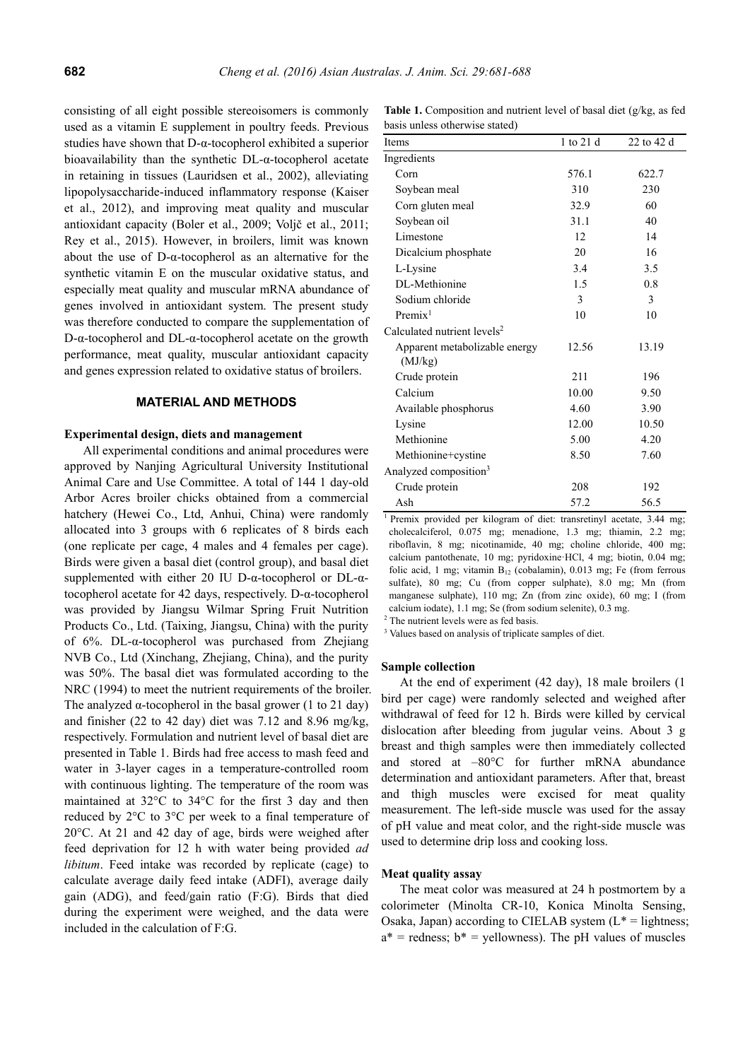consisting of all eight possible stereoisomers is commonly used as a vitamin E supplement in poultry feeds. Previous studies have shown that D-α-tocopherol exhibited a superior bioavailability than the synthetic DL-α-tocopherol acetate in retaining in tissues (Lauridsen et al., 2002), alleviating lipopolysaccharide-induced inflammatory response (Kaiser et al., 2012), and improving meat quality and muscular antioxidant capacity (Boler et al., 2009; Voljč et al., 2011; Rey et al., 2015). However, in broilers, limit was known about the use of D-α-tocopherol as an alternative for the synthetic vitamin E on the muscular oxidative status, and especially meat quality and muscular mRNA abundance of genes involved in antioxidant system. The present study was therefore conducted to compare the supplementation of D-α-tocopherol and DL-α-tocopherol acetate on the growth performance, meat quality, muscular antioxidant capacity and genes expression related to oxidative status of broilers.

## MATERIAL AND METHODS

### Experimental design, diets and management

All experimental conditions and animal procedures were approved by Nanjing Agricultural University Institutional Animal Care and Use Committee. A total of 144 1 day-old Arbor Acres broiler chicks obtained from a commercial hatchery (Hewei Co., Ltd, Anhui, China) were randomly allocated into 3 groups with 6 replicates of 8 birds each (one replicate per cage, 4 males and 4 females per cage). Birds were given a basal diet (control group), and basal diet supplemented with either 20 IU D-α-tocopherol or DL-α-tocopherol acetate for 42 days, respectively. D-α-tocopherol was provided by Jiangsu Wilmar Spring Fruit Nutrition Products Co., Ltd. (Taixing, Jiangsu, China) with the purity of 6%. DL-α-tocopherol was purchased from Zhejiang NVB Co., Ltd (Xinchang, Zhejiang, China), and the purity was 50%. The basal diet was formulated according to the NRC (1994) to meet the nutrient requirements of the broiler. The analyzed α-tocopherol in the basal grower (1 to 21 day) and finisher (22 to 42 day) diet was 7.12 and 8.96 mg/kg, respectively. Formulation and nutrient level of basal diet are presented in Table 1. Birds had free access to mash feed and water in 3-layer cages in a temperature-controlled room with continuous lighting. The temperature of the room was maintained at 32°C to 34°C for the first 3 day and then reduced by 2°C to 3°C per week to a final temperature of 20°C. At 21 and 42 day of age, birds were weighed after feed deprivation for 12 h with water being provided *ad libitum*. Feed intake was recorded by replicate (cage) to calculate average daily feed intake (ADFI), average daily gain (ADG), and feed/gain ratio (F:G). Birds that died during the experiment were weighed, and the data were included in the calculation of F:G.

**Table 1.** Composition and nutrient level of basal diet (g/kg, as fed basis unless otherwise stated)

| Items | 1 to 21 d | 22 to 42 d |
|---|---|---|
| Ingredients | | |
| Corn | 576.1 | 622.7 |
| Soybean meal | 310 | 230 |
| Corn gluten meal | 32.9 | 60 |
| Soybean oil | 31.1 | 40 |
| Limestone | 12 | 14 |
| Dicalcium phosphate | 20 | 16 |
| L-Lysine | 3.4 | 3.5 |
| DL-Methionine | 1.5 | 0.8 |
| Sodium chloride | 3 | 3 |
| Premix[1] | 10 | 10 |
| Calculated nutrient levels[2] | | |
| Apparent metabolizable energy (MJ/kg) | 12.56 | 13.19 |
| Crude protein | 211 | 196 |
| Calcium | 10.00 | 9.50 |
| Available phosphorus | 4.60 | 3.90 |
| Lysine | 12.00 | 10.50 |
| Methionine | 5.00 | 4.20 |
| Methionine+cystine | 8.50 | 7.60 |
| Analyzed composition[3] | | |
| Crude protein | 208 | 192 |
| Ash | 57.2 | 56.5 |

[1] Premix provided per kilogram of diet: transretinyl acetate, 3.44 mg; cholecalciferol, 0.075 mg; menadione, 1.3 mg; thiamin, 2.2 mg; riboflavin, 8 mg; nicotinamide, 40 mg; choline chloride, 400 mg; calcium pantothenate, 10 mg; pyridoxine·HCl, 4 mg; biotin, 0.04 mg; folic acid, 1 mg; vitamin $B_{12}$ (cobalamin), 0.013 mg; Fe (from ferrous sulfate), 80 mg; Cu (from copper sulphate), 8.0 mg; Mn (from manganese sulphate), 110 mg; Zn (from zinc oxide), 60 mg; I (from calcium iodate), 1.1 mg; Se (from sodium selenite), 0.3 mg.

[2] The nutrient levels were as fed basis.

[3] Values based on analysis of triplicate samples of diet.

### Sample collection

At the end of experiment (42 day), 18 male broilers (1 bird per cage) were randomly selected and weighed after withdrawal of feed for 12 h. Birds were killed by cervical dislocation after bleeding from jugular veins. About 3 g breast and thigh samples were then immediately collected and stored at –80°C for further mRNA abundance determination and antioxidant parameters. After that, breast and thigh muscles were excised for meat quality measurement. The left-side muscle was used for the assay of pH value and meat color, and the right-side muscle was used to determine drip loss and cooking loss.

### Meat quality assay

The meat color was measured at 24 h postmortem by a colorimeter (Minolta CR-10, Konica Minolta Sensing, Osaka, Japan) according to CIELAB system ($L^*$ = lightness; $a^*$ = redness; $b^*$ = yellowness). The pH values of muscles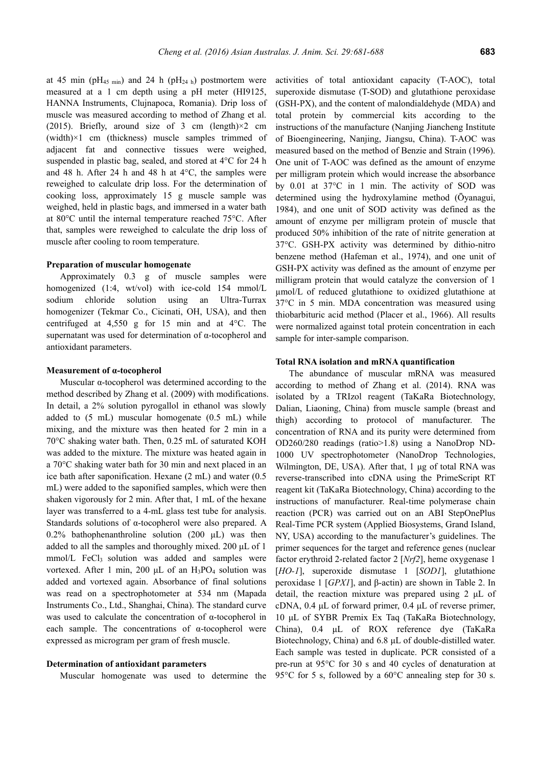at 45 min ($pH_{45\ min}$) and 24 h ($pH_{24\ h}$) postmortem were measured at a 1 cm depth using a pH meter (HI9125, HANNA Instruments, Clujnapoca, Romania). Drip loss of muscle was measured according to method of Zhang et al. (2015). Briefly, around size of 3 cm (length)×2 cm (width)×1 cm (thickness) muscle samples trimmed of adjacent fat and connective tissues were weighed, suspended in plastic bag, sealed, and stored at 4°C for 24 h and 48 h. After 24 h and 48 h at 4°C, the samples were reweighed to calculate drip loss. For the determination of cooking loss, approximately 15 g muscle sample was weighed, held in plastic bags, and immersed in a water bath at 80°C until the internal temperature reached 75°C. After that, samples were reweighed to calculate the drip loss of muscle after cooling to room temperature.

**Preparation of muscular homogenate**

Approximately 0.3 g of muscle samples were homogenized (1:4, wt/vol) with ice-cold 154 mmol/L sodium chloride solution using an Ultra-Turrax homogenizer (Tekmar Co., Cicinati, OH, USA), and then centrifuged at 4,550 g for 15 min and at 4°C. The supernatant was used for determination of α-tocopherol and antioxidant parameters.

**Measurement of α-tocopherol**

Muscular α-tocopherol was determined according to the method described by Zhang et al. (2009) with modifications. In detail, a 2% solution pyrogallol in ethanol was slowly added to (5 mL) muscular homogenate (0.5 mL) while mixing, and the mixture was then heated for 2 min in a 70°C shaking water bath. Then, 0.25 mL of saturated KOH was added to the mixture. The mixture was heated again in a 70°C shaking water bath for 30 min and next placed in an ice bath after saponification. Hexane (2 mL) and water (0.5 mL) were added to the saponified samples, which were then shaken vigorously for 2 min. After that, 1 mL of the hexane layer was transferred to a 4-mL glass test tube for analysis. Standards solutions of α-tocopherol were also prepared. A 0.2% bathophenanthroline solution (200 μL) was then added to all the samples and thoroughly mixed. 200 μL of 1 mmol/L $FeCl_3$ solution was added and samples were vortexed. After 1 min, 200 μL of an $H_3PO_4$ solution was added and vortexed again. Absorbance of final solutions was read on a spectrophotometer at 534 nm (Mapada Instruments Co., Ltd., Shanghai, China). The standard curve was used to calculate the concentration of α-tocopherol in each sample. The concentrations of α-tocopherol were expressed as microgram per gram of fresh muscle.

**Determination of antioxidant parameters**

Muscular homogenate was used to determine the activities of total antioxidant capacity (T-AOC), total superoxide dismutase (T-SOD) and glutathione peroxidase (GSH-PX), and the content of malondialdehyde (MDA) and total protein by commercial kits according to the instructions of the manufacture (Nanjing Jiancheng Institute of Bioengineering, Nanjing, Jiangsu, China). T-AOC was measured based on the method of Benzie and Strain (1996). One unit of T-AOC was defined as the amount of enzyme per milligram protein which would increase the absorbance by 0.01 at 37°C in 1 min. The activity of SOD was determined using the hydroxylamine method (Ōyanagui, 1984), and one unit of SOD activity was defined as the amount of enzyme per milligram protein of muscle that produced 50% inhibition of the rate of nitrite generation at 37°C. GSH-PX activity was determined by dithio-nitro benzene method (Hafeman et al., 1974), and one unit of GSH-PX activity was defined as the amount of enzyme per milligram protein that would catalyze the conversion of 1 μmol/L of reduced glutathione to oxidized glutathione at 37°C in 5 min. MDA concentration was measured using thiobarbituric acid method (Placer et al., 1966). All results were normalized against total protein concentration in each sample for inter-sample comparison.

**Total RNA isolation and mRNA quantification**

The abundance of muscular mRNA was measured according to method of Zhang et al. (2014). RNA was isolated by a TRIzol reagent (TaKaRa Biotechnology, Dalian, Liaoning, China) from muscle sample (breast and thigh) according to protocol of manufacturer. The concentration of RNA and its purity were determined from OD260/280 readings (ratio>1.8) using a NanoDrop ND-1000 UV spectrophotometer (NanoDrop Technologies, Wilmington, DE, USA). After that, 1 μg of total RNA was reverse-transcribed into cDNA using the PrimeScript RT reagent kit (TaKaRa Biotechnology, China) according to the instructions of manufacturer. Real-time polymerase chain reaction (PCR) was carried out on an ABI StepOnePlus Real-Time PCR system (Applied Biosystems, Grand Island, NY, USA) according to the manufacturer's guidelines. The primer sequences for the target and reference genes (nuclear factor erythroid 2-related factor 2 [*Nrf2*], heme oxygenase 1 [*HO-1*], superoxide dismutase 1 [*SOD1*], glutathione peroxidase 1 [*GPX1*], and β-actin) are shown in Table 2. In detail, the reaction mixture was prepared using 2 μL of cDNA, 0.4 μL of forward primer, 0.4 μL of reverse primer, 10 μL of SYBR Premix Ex Taq (TaKaRa Biotechnology, China), 0.4 μL of ROX reference dye (TaKaRa Biotechnology, China) and 6.8 μL of double-distilled water. Each sample was tested in duplicate. PCR consisted of a pre-run at 95°C for 30 s and 40 cycles of denaturation at 95°C for 5 s, followed by a 60°C annealing step for 30 s.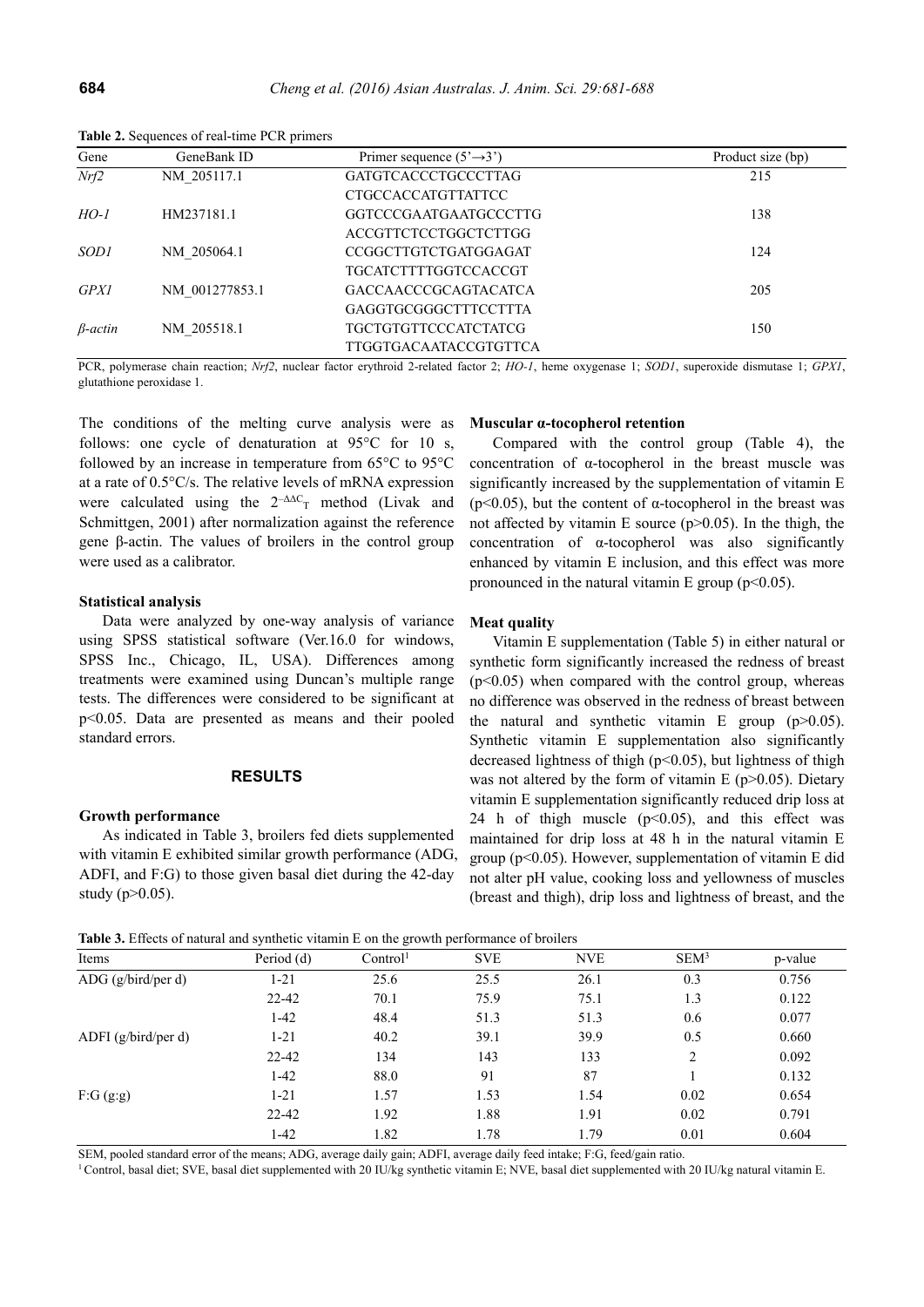**Table 2.** Sequences of real-time PCR primers

| Gene | GeneBank ID | Primer sequence (5'→3') | Product size (bp) |
|---|---|---|---|
| *Nrf2* | NM_205117.1 | GATGTCACCCTGCCCTTAG | 215 |
| | | CTGCCACCATGTTATTCC | |
| *HO-1* | HM237181.1 | GGTCCCGAATGAATGCCCTTG | 138 |
| | | ACCGTTCTCCTGGCTCTTGG | |
| *SOD1* | NM_205064.1 | CCGGCTTGTCTGATGGAGAT | 124 |
| | | TGCATCTTTTGGTCCACCGT | |
| *GPX1* | NM_001277853.1 | GACCAACCCGCAGTACATCA | 205 |
| | | GAGGTGCGGGCTTTCCTTTA | |
| *β-actin* | NM_205518.1 | TGCTGTGTTCCCATCTATCG | 150 |
| | | TTGGTGACAATACCGTGTTCA | |

PCR, polymerase chain reaction; *Nrf2*, nuclear factor erythroid 2-related factor 2; *HO-1*, heme oxygenase 1; *SOD1*, superoxide dismutase 1; *GPX1*, glutathione peroxidase 1.

The conditions of the melting curve analysis were as follows: one cycle of denaturation at 95°C for 10 s, followed by an increase in temperature from 65°C to 95°C at a rate of 0.5°C/s. The relative levels of mRNA expression were calculated using the $2^{-\Delta\Delta C_T}$ method (Livak and Schmittgen, 2001) after normalization against the reference gene β-actin. The values of broilers in the control group were used as a calibrator.

### Statistical analysis

Data were analyzed by one-way analysis of variance using SPSS statistical software (Ver.16.0 for windows, SPSS Inc., Chicago, IL, USA). Differences among treatments were examined using Duncan's multiple range tests. The differences were considered to be significant at $p<0.05$. Data are presented as means and their pooled standard errors.

## RESULTS

### Growth performance

As indicated in Table 3, broilers fed diets supplemented with vitamin E exhibited similar growth performance (ADG, ADFI, and F:G) to those given basal diet during the 42-day study ($p>0.05$).

### Muscular α-tocopherol retention

Compared with the control group (Table 4), the concentration of α-tocopherol in the breast muscle was significantly increased by the supplementation of vitamin E ($p<0.05$), but the content of α-tocopherol in the breast was not affected by vitamin E source ($p>0.05$). In the thigh, the concentration of α-tocopherol was also significantly enhanced by vitamin E inclusion, and this effect was more pronounced in the natural vitamin E group ($p<0.05$).

### Meat quality

Vitamin E supplementation (Table 5) in either natural or synthetic form significantly increased the redness of breast ($p<0.05$) when compared with the control group, whereas no difference was observed in the redness of breast between the natural and synthetic vitamin E group ($p>0.05$). Synthetic vitamin E supplementation also significantly decreased lightness of thigh ($p<0.05$), but lightness of thigh was not altered by the form of vitamin E ($p>0.05$). Dietary vitamin E supplementation significantly reduced drip loss at 24 h of thigh muscle ($p<0.05$), and this effect was maintained for drip loss at 48 h in the natural vitamin E group ($p<0.05$). However, supplementation of vitamin E did not alter pH value, cooking loss and yellowness of muscles (breast and thigh), drip loss and lightness of breast, and the

**Table 3.** Effects of natural and synthetic vitamin E on the growth performance of broilers

| Items | Period (d) | Control[1] | SVE | NVE | SEM[3] | p-value |
|---|---|---|---|---|---|---|
| ADG (g/bird/per d) | 1-21 | 25.6 | 25.5 | 26.1 | 0.3 | 0.756 |
| | 22-42 | 70.1 | 75.9 | 75.1 | 1.3 | 0.122 |
| | 1-42 | 48.4 | 51.3 | 51.3 | 0.6 | 0.077 |
| ADFI (g/bird/per d) | 1-21 | 40.2 | 39.1 | 39.9 | 0.5 | 0.660 |
| | 22-42 | 134 | 143 | 133 | 2 | 0.092 |
| | 1-42 | 88.0 | 91 | 87 | 1 | 0.132 |
| F:G (g:g) | 1-21 | 1.57 | 1.53 | 1.54 | 0.02 | 0.654 |
| | 22-42 | 1.92 | 1.88 | 1.91 | 0.02 | 0.791 |
| | 1-42 | 1.82 | 1.78 | 1.79 | 0.01 | 0.604 |

SEM, pooled standard error of the means; ADG, average daily gain; ADFI, average daily feed intake; F:G, feed/gain ratio.

[1] Control, basal diet; SVE, basal diet supplemented with 20 IU/kg synthetic vitamin E; NVE, basal diet supplemented with 20 IU/kg natural vitamin E.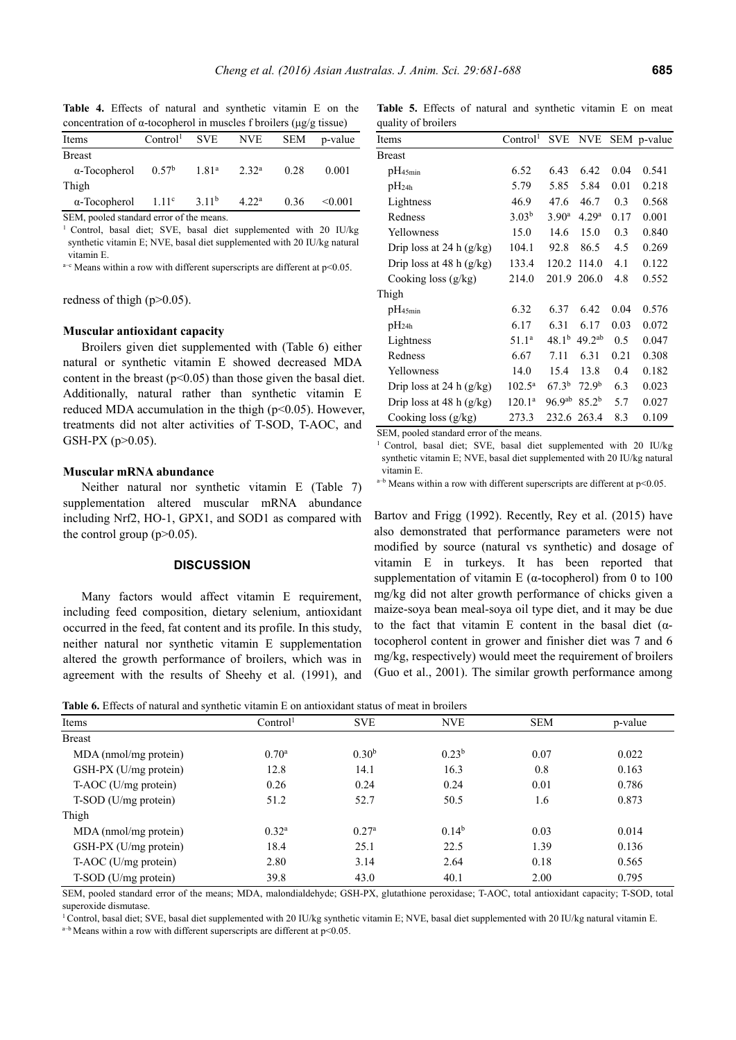**Table 4.** Effects of natural and synthetic vitamin E on the concentration of α-tocopherol in muscles f broilers (μg/g tissue)

| Items | Control[1] | SVE | NVE | SEM | p-value |
|---|---|---|---|---|---|
| Breast | | | | | |
| α-Tocopherol | 0.57[b] | 1.81[a] | 2.32[a] | 0.28 | 0.001 |
| Thigh | | | | | |
| α-Tocopherol | 1.11[c] | 3.11[b] | 4.22[a] | 0.36 | <0.001 |

SEM, pooled standard error of the means.

[1] Control, basal diet; SVE, basal diet supplemented with 20 IU/kg synthetic vitamin E; NVE, basal diet supplemented with 20 IU/kg natural vitamin E.

[a–c] Means within a row with different superscripts are different at p<0.05.

redness of thigh (p>0.05).

**Muscular antioxidant capacity**

Broilers given diet supplemented with (Table 6) either natural or synthetic vitamin E showed decreased MDA content in the breast (p<0.05) than those given the basal diet. Additionally, natural rather than synthetic vitamin E reduced MDA accumulation in the thigh (p<0.05). However, treatments did not alter activities of T-SOD, T-AOC, and GSH-PX (p>0.05).

**Muscular mRNA abundance**

Neither natural nor synthetic vitamin E (Table 7) supplementation altered muscular mRNA abundance including Nrf2, HO-1, GPX1, and SOD1 as compared with the control group (p>0.05).

## DISCUSSION

Many factors would affect vitamin E requirement, including feed composition, dietary selenium, antioxidant occurred in the feed, fat content and its profile. In this study, neither natural nor synthetic vitamin E supplementation altered the growth performance of broilers, which was in agreement with the results of Sheehy et al. (1991), and Bartov and Frigg (1992). Recently, Rey et al. (2015) have also demonstrated that performance parameters were not modified by source (natural vs synthetic) and dosage of vitamin E in turkeys. It has been reported that supplementation of vitamin E (α-tocopherol) from 0 to 100 mg/kg did not alter growth performance of chicks given a maize-soya bean meal-soya oil type diet, and it may be due to the fact that vitamin E content in the basal diet (α-tocopherol content in grower and finisher diet was 7 and 6 mg/kg, respectively) would meet the requirement of broilers (Guo et al., 2001). The similar growth performance among

**Table 5.** Effects of natural and synthetic vitamin E on meat quality of broilers

| Items | Control[1] | SVE | NVE | SEM | p-value |
|---|---|---|---|---|---|
| Breast | | | | | |
| $pH_{45min}$ | 6.52 | 6.43 | 6.42 | 0.04 | 0.541 |
| $pH_{24h}$ | 5.79 | 5.85 | 5.84 | 0.01 | 0.218 |
| Lightness | 46.9 | 47.6 | 46.7 | 0.3 | 0.568 |
| Redness | 3.03[b] | 3.90[a] | 4.29[a] | 0.17 | 0.001 |
| Yellowness | 15.0 | 14.6 | 15.0 | 0.3 | 0.840 |
| Drip loss at 24 h (g/kg) | 104.1 | 92.8 | 86.5 | 4.5 | 0.269 |
| Drip loss at 48 h (g/kg) | 133.4 | 120.2 | 114.0 | 4.1 | 0.122 |
| Cooking loss (g/kg) | 214.0 | 201.9 | 206.0 | 4.8 | 0.552 |
| Thigh | | | | | |
| $pH_{45min}$ | 6.32 | 6.37 | 6.42 | 0.04 | 0.576 |
| $pH_{24h}$ | 6.17 | 6.31 | 6.17 | 0.03 | 0.072 |
| Lightness | 51.1[a] | 48.1[b] | 49.2[ab] | 0.5 | 0.047 |
| Redness | 6.67 | 7.11 | 6.31 | 0.21 | 0.308 |
| Yellowness | 14.0 | 15.4 | 13.8 | 0.4 | 0.182 |
| Drip loss at 24 h (g/kg) | 102.5[a] | 67.3[b] | 72.9[b] | 6.3 | 0.023 |
| Drip loss at 48 h (g/kg) | 120.1[a] | 96.9[ab] | 85.2[b] | 5.7 | 0.027 |
| Cooking loss (g/kg) | 273.3 | 232.6 | 263.4 | 8.3 | 0.109 |

SEM, pooled standard error of the means.

[1] Control, basal diet; SVE, basal diet supplemented with 20 IU/kg synthetic vitamin E; NVE, basal diet supplemented with 20 IU/kg natural vitamin E.

[a–b] Means within a row with different superscripts are different at p<0.05.

**Table 6.** Effects of natural and synthetic vitamin E on antioxidant status of meat in broilers

| Items | Control[1] | SVE | NVE | SEM | p-value |
|---|---|---|---|---|---|
| Breast | | | | | |
| MDA (nmol/mg protein) | 0.70[a] | 0.30[b] | 0.23[b] | 0.07 | 0.022 |
| GSH-PX (U/mg protein) | 12.8 | 14.1 | 16.3 | 0.8 | 0.163 |
| T-AOC (U/mg protein) | 0.26 | 0.24 | 0.24 | 0.01 | 0.786 |
| T-SOD (U/mg protein) | 51.2 | 52.7 | 50.5 | 1.6 | 0.873 |
| Thigh | | | | | |
| MDA (nmol/mg protein) | 0.32[a] | 0.27[a] | 0.14[b] | 0.03 | 0.014 |
| GSH-PX (U/mg protein) | 18.4 | 25.1 | 22.5 | 1.39 | 0.136 |
| T-AOC (U/mg protein) | 2.80 | 3.14 | 2.64 | 0.18 | 0.565 |
| T-SOD (U/mg protein) | 39.8 | 43.0 | 40.1 | 2.00 | 0.795 |

SEM, pooled standard error of the means; MDA, malondialdehyde; GSH-PX, glutathione peroxidase; T-AOC, total antioxidant capacity; T-SOD, total superoxide dismutase.

[1] Control, basal diet; SVE, basal diet supplemented with 20 IU/kg synthetic vitamin E; NVE, basal diet supplemented with 20 IU/kg natural vitamin E.

[a–b] Means within a row with different superscripts are different at p<0.05.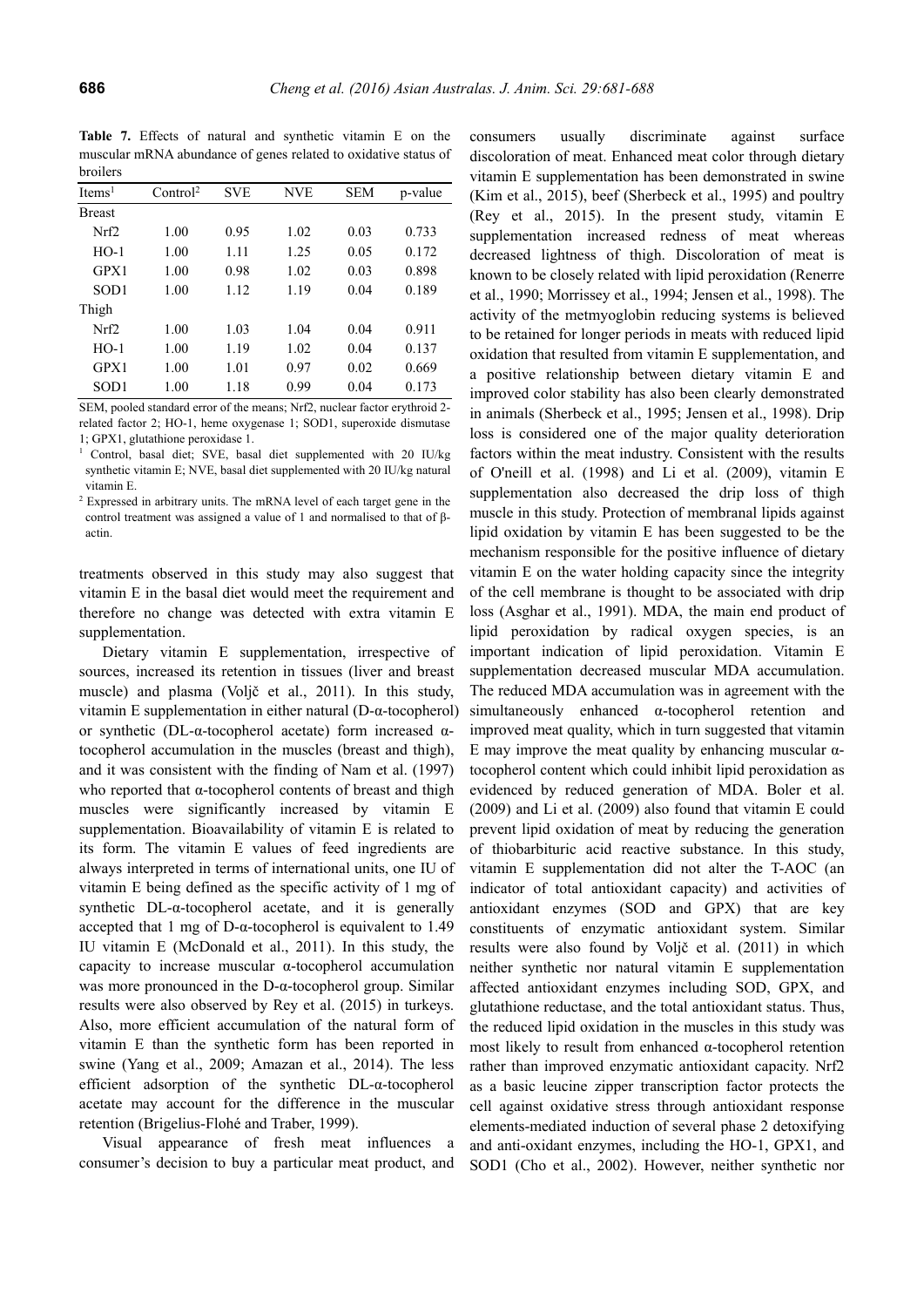**Table 7.** Effects of natural and synthetic vitamin E on the muscular mRNA abundance of genes related to oxidative status of broilers

| Items[1] | Control[2] | SVE | NVE | SEM | p-value |
|---|---|---|---|---|---|
| Breast | | | | | |
| Nrf2 | 1.00 | 0.95 | 1.02 | 0.03 | 0.733 |
| HO-1 | 1.00 | 1.11 | 1.25 | 0.05 | 0.172 |
| GPX1 | 1.00 | 0.98 | 1.02 | 0.03 | 0.898 |
| SOD1 | 1.00 | 1.12 | 1.19 | 0.04 | 0.189 |
| Thigh | | | | | |
| Nrf2 | 1.00 | 1.03 | 1.04 | 0.04 | 0.911 |
| HO-1 | 1.00 | 1.19 | 1.02 | 0.04 | 0.137 |
| GPX1 | 1.00 | 1.01 | 0.97 | 0.02 | 0.669 |
| SOD1 | 1.00 | 1.18 | 0.99 | 0.04 | 0.173 |

SEM, pooled standard error of the means; Nrf2, nuclear factor erythroid 2-related factor 2; HO-1, heme oxygenase 1; SOD1, superoxide dismutase 1; GPX1, glutathione peroxidase 1.

[1] Control, basal diet; SVE, basal diet supplemented with 20 IU/kg synthetic vitamin E; NVE, basal diet supplemented with 20 IU/kg natural vitamin E.

[2] Expressed in arbitrary units. The mRNA level of each target gene in the control treatment was assigned a value of 1 and normalised to that of β-actin.

treatments observed in this study may also suggest that vitamin E in the basal diet would meet the requirement and therefore no change was detected with extra vitamin E supplementation.

Dietary vitamin E supplementation, irrespective of sources, increased its retention in tissues (liver and breast muscle) and plasma (Voljč et al., 2011). In this study, vitamin E supplementation in either natural (D-α-tocopherol) or synthetic (DL-α-tocopherol acetate) form increased α-tocopherol accumulation in the muscles (breast and thigh), and it was consistent with the finding of Nam et al. (1997) who reported that α-tocopherol contents of breast and thigh muscles were significantly increased by vitamin E supplementation. Bioavailability of vitamin E is related to its form. The vitamin E values of feed ingredients are always interpreted in terms of international units, one IU of vitamin E being defined as the specific activity of 1 mg of synthetic DL-α-tocopherol acetate, and it is generally accepted that 1 mg of D-α-tocopherol is equivalent to 1.49 IU vitamin E (McDonald et al., 2011). In this study, the capacity to increase muscular α-tocopherol accumulation was more pronounced in the D-α-tocopherol group. Similar results were also observed by Rey et al. (2015) in turkeys. Also, more efficient accumulation of the natural form of vitamin E than the synthetic form has been reported in swine (Yang et al., 2009; Amazan et al., 2014). The less efficient adsorption of the synthetic DL-α-tocopherol acetate may account for the difference in the muscular retention (Brigelius-Flohé and Traber, 1999).

Visual appearance of fresh meat influences a consumer's decision to buy a particular meat product, and consumers usually discriminate against surface discoloration of meat. Enhanced meat color through dietary vitamin E supplementation has been demonstrated in swine (Kim et al., 2015), beef (Sherbeck et al., 1995) and poultry (Rey et al., 2015). In the present study, vitamin E supplementation increased redness of meat whereas decreased lightness of thigh. Discoloration of meat is known to be closely related with lipid peroxidation (Renerre et al., 1990; Morrissey et al., 1994; Jensen et al., 1998). The activity of the metmyoglobin reducing systems is believed to be retained for longer periods in meats with reduced lipid oxidation that resulted from vitamin E supplementation, and a positive relationship between dietary vitamin E and improved color stability has also been clearly demonstrated in animals (Sherbeck et al., 1995; Jensen et al., 1998). Drip loss is considered one of the major quality deterioration factors within the meat industry. Consistent with the results of O'neill et al. (1998) and Li et al. (2009), vitamin E supplementation also decreased the drip loss of thigh muscle in this study. Protection of membranal lipids against lipid oxidation by vitamin E has been suggested to be the mechanism responsible for the positive influence of dietary vitamin E on the water holding capacity since the integrity of the cell membrane is thought to be associated with drip loss (Asghar et al., 1991). MDA, the main end product of lipid peroxidation by radical oxygen species, is an important indication of lipid peroxidation. Vitamin E supplementation decreased muscular MDA accumulation. The reduced MDA accumulation was in agreement with the simultaneously enhanced α-tocopherol retention and improved meat quality, which in turn suggested that vitamin E may improve the meat quality by enhancing muscular α-tocopherol content which could inhibit lipid peroxidation as evidenced by reduced generation of MDA. Boler et al. (2009) and Li et al. (2009) also found that vitamin E could prevent lipid oxidation of meat by reducing the generation of thiobarbituric acid reactive substance. In this study, vitamin E supplementation did not alter the T-AOC (an indicator of total antioxidant capacity) and activities of antioxidant enzymes (SOD and GPX) that are key constituents of enzymatic antioxidant system. Similar results were also found by Voljč et al. (2011) in which neither synthetic nor natural vitamin E supplementation affected antioxidant enzymes including SOD, GPX, and glutathione reductase, and the total antioxidant status. Thus, the reduced lipid oxidation in the muscles in this study was most likely to result from enhanced α-tocopherol retention rather than improved enzymatic antioxidant capacity. Nrf2 as a basic leucine zipper transcription factor protects the cell against oxidative stress through antioxidant response elements-mediated induction of several phase 2 detoxifying and anti-oxidant enzymes, including the HO-1, GPX1, and SOD1 (Cho et al., 2002). However, neither synthetic nor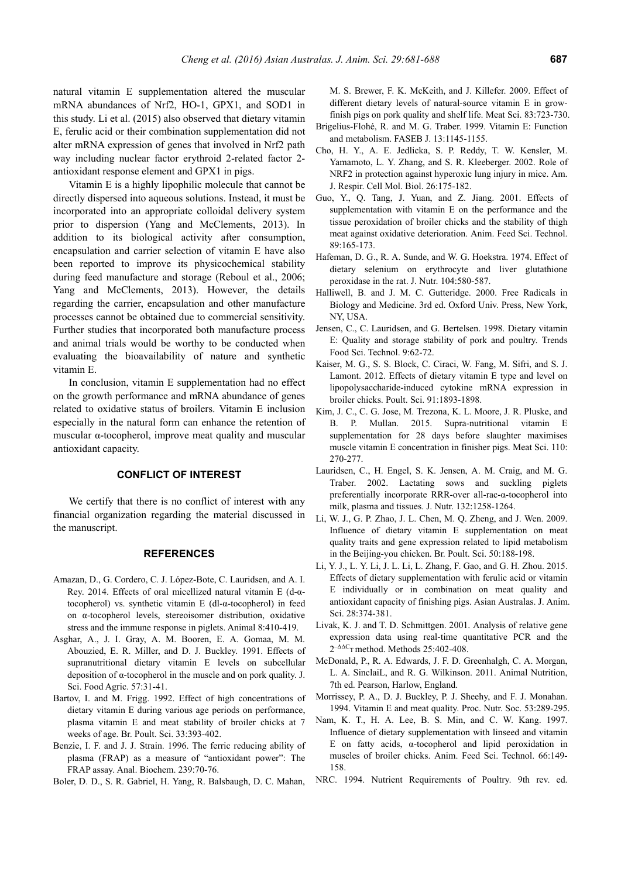natural vitamin E supplementation altered the muscular mRNA abundances of Nrf2, HO-1, GPX1, and SOD1 in this study. Li et al. (2015) also observed that dietary vitamin E, ferulic acid or their combination supplementation did not alter mRNA expression of genes that involved in Nrf2 path way including nuclear factor erythroid 2-related factor 2-antioxidant response element and GPX1 in pigs.

Vitamin E is a highly lipophilic molecule that cannot be directly dispersed into aqueous solutions. Instead, it must be incorporated into an appropriate colloidal delivery system prior to dispersion (Yang and McClements, 2013). In addition to its biological activity after consumption, encapsulation and carrier selection of vitamin E have also been reported to improve its physicochemical stability during feed manufacture and storage (Reboul et al., 2006; Yang and McClements, 2013). However, the details regarding the carrier, encapsulation and other manufacture processes cannot be obtained due to commercial sensitivity. Further studies that incorporated both manufacture process and animal trials would be worthy to be conducted when evaluating the bioavailability of nature and synthetic vitamin E.

In conclusion, vitamin E supplementation had no effect on the growth performance and mRNA abundance of genes related to oxidative status of broilers. Vitamin E inclusion especially in the natural form can enhance the retention of muscular α-tocopherol, improve meat quality and muscular antioxidant capacity.

## CONFLICT OF INTEREST

We certify that there is no conflict of interest with any financial organization regarding the material discussed in the manuscript.

## REFERENCES

Amazan, D., G. Cordero, C. J. López-Bote, C. Lauridsen, and A. I. Rey. 2014. Effects of oral micellized natural vitamin E (d-α-tocopherol) vs. synthetic vitamin E (dl-α-tocopherol) in feed on α-tocopherol levels, stereoisomer distribution, oxidative stress and the immune response in piglets. Animal 8:410-419.

Asghar, A., J. I. Gray, A. M. Booren, E. A. Gomaa, M. M. Abouzied, E. R. Miller, and D. J. Buckley. 1991. Effects of supranutritional dietary vitamin E levels on subcellular deposition of α-tocopherol in the muscle and on pork quality. J. Sci. Food Agric. 57:31-41.

Bartov, I. and M. Frigg. 1992. Effect of high concentrations of dietary vitamin E during various age periods on performance, plasma vitamin E and meat stability of broiler chicks at 7 weeks of age. Br. Poult. Sci. 33:393-402.

Benzie, I. F. and J. J. Strain. 1996. The ferric reducing ability of plasma (FRAP) as a measure of "antioxidant power": The FRAP assay. Anal. Biochem. 239:70-76.

Boler, D. D., S. R. Gabriel, H. Yang, R. Balsbaugh, D. C. Mahan, M. S. Brewer, F. K. McKeith, and J. Killefer. 2009. Effect of different dietary levels of natural-source vitamin E in grow-finish pigs on pork quality and shelf life. Meat Sci. 83:723-730.

Brigelius-Flohé, R. and M. G. Traber. 1999. Vitamin E: Function and metabolism. FASEB J. 13:1145-1155.

Cho, H. Y., A. E. Jedlicka, S. P. Reddy, T. W. Kensler, M. Yamamoto, L. Y. Zhang, and S. R. Kleeberger. 2002. Role of NRF2 in protection against hyperoxic lung injury in mice. Am. J. Respir. Cell Mol. Biol. 26:175-182.

Guo, Y., Q. Tang, J. Yuan, and Z. Jiang. 2001. Effects of supplementation with vitamin E on the performance and the tissue peroxidation of broiler chicks and the stability of thigh meat against oxidative deterioration. Anim. Feed Sci. Technol. 89:165-173.

Hafeman, D. G., R. A. Sunde, and W. G. Hoekstra. 1974. Effect of dietary selenium on erythrocyte and liver glutathione peroxidase in the rat. J. Nutr. 104:580-587.

Halliwell, B. and J. M. C. Gutteridge. 2000. Free Radicals in Biology and Medicine. 3rd ed. Oxford Univ. Press, New York, NY, USA.

Jensen, C., C. Lauridsen, and G. Bertelsen. 1998. Dietary vitamin E: Quality and storage stability of pork and poultry. Trends Food Sci. Technol. 9:62-72.

Kaiser, M. G., S. S. Block, C. Ciraci, W. Fang, M. Sifri, and S. J. Lamont. 2012. Effects of dietary vitamin E type and level on lipopolysaccharide-induced cytokine mRNA expression in broiler chicks. Poult. Sci. 91:1893-1898.

Kim, J. C., C. G. Jose, M. Trezona, K. L. Moore, J. R. Pluske, and B. P. Mullan. 2015. Supra-nutritional vitamin E supplementation for 28 days before slaughter maximises muscle vitamin E concentration in finisher pigs. Meat Sci. 110: 270-277.

Lauridsen, C., H. Engel, S. K. Jensen, A. M. Craig, and M. G. Traber. 2002. Lactating sows and suckling piglets preferentially incorporate RRR-over all-rac-α-tocopherol into milk, plasma and tissues. J. Nutr. 132:1258-1264.

Li, W. J., G. P. Zhao, J. L. Chen, M. Q. Zheng, and J. Wen. 2009. Influence of dietary vitamin E supplementation on meat quality traits and gene expression related to lipid metabolism in the Beijing-you chicken. Br. Poult. Sci. 50:188-198.

Li, Y. J., L. Y. Li, J. L. Li, L. Zhang, F. Gao, and G. H. Zhou. 2015. Effects of dietary supplementation with ferulic acid or vitamin E individually or in combination on meat quality and antioxidant capacity of finishing pigs. Asian Australas. J. Anim. Sci. 28:374-381.

Livak, K. J. and T. D. Schmittgen. 2001. Analysis of relative gene expression data using real-time quantitative PCR and the $2^{-\Delta\Delta C_T}$ method. Methods 25:402-408.

McDonald, P., R. A. Edwards, J. F. D. Greenhalgh, C. A. Morgan, L. A. SinclaiL, and R. G. Wilkinson. 2011. Animal Nutrition, 7th ed. Pearson, Harlow, England.

Morrissey, P. A., D. J. Buckley, P. J. Sheehy, and F. J. Monahan. 1994. Vitamin E and meat quality. Proc. Nutr. Soc. 53:289-295.

Nam, K. T., H. A. Lee, B. S. Min, and C. W. Kang. 1997. Influence of dietary supplementation with linseed and vitamin E on fatty acids, α-tocopherol and lipid peroxidation in muscles of broiler chicks. Anim. Feed Sci. Technol. 66:149-158.

NRC. 1994. Nutrient Requirements of Poultry. 9th rev. ed.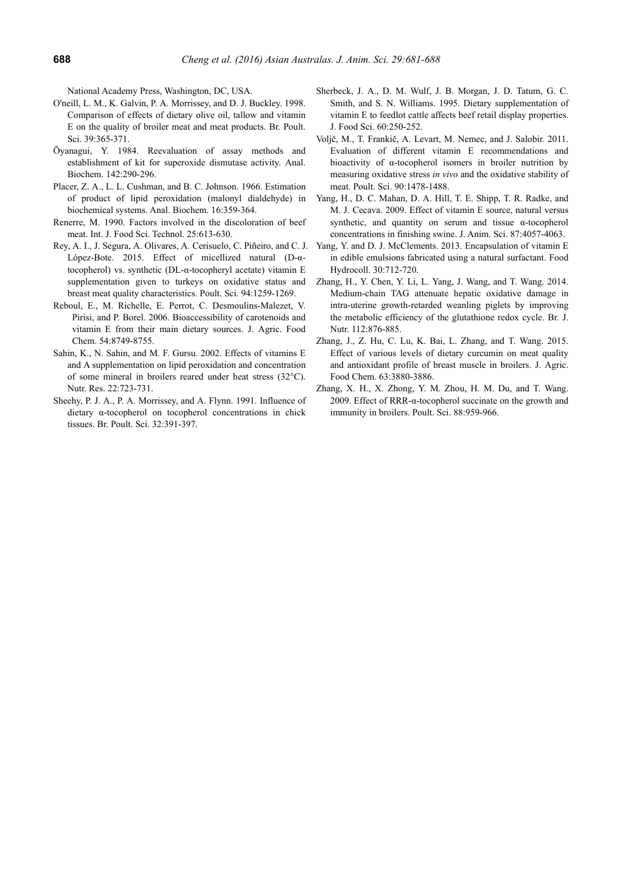National Academy Press, Washington, DC, USA.

O'neill, L. M., K. Galvin, P. A. Morrissey, and D. J. Buckley. 1998. Comparison of effects of dietary olive oil, tallow and vitamin E on the quality of broiler meat and meat products. Br. Poult. Sci. 39:365-371.

Ōyanagui, Y. 1984. Reevaluation of assay methods and establishment of kit for superoxide dismutase activity. Anal. Biochem. 142:290-296.

Placer, Z. A., L. L. Cushman, and B. C. Johnson. 1966. Estimation of product of lipid peroxidation (malonyl dialdehyde) in biochemical systems. Anal. Biochem. 16:359-364.

Renerre, M. 1990. Factors involved in the discoloration of beef meat. Int. J. Food Sci. Technol. 25:613-630.

Rey, A. I., J. Segura, A. Olivares, A. Cerisuelo, C. Piñeiro, and C. J. López-Bote. 2015. Effect of micellized natural (D-α-tocopherol) vs. synthetic (DL-α-tocopheryl acetate) vitamin E supplementation given to turkeys on oxidative status and breast meat quality characteristics. Poult. Sci. 94:1259-1269.

Reboul, E., M. Richelle, E. Perrot, C. Desmoulins-Malezet, V. Pirisi, and P. Borel. 2006. Bioaccessibility of carotenoids and vitamin E from their main dietary sources. J. Agric. Food Chem. 54:8749-8755.

Sahin, K., N. Sahin, and M. F. Gursu. 2002. Effects of vitamins E and A supplementation on lipid peroxidation and concentration of some mineral in broilers reared under heat stress (32°C). Nutr. Res. 22:723-731.

Sheehy, P. J. A., P. A. Morrissey, and A. Flynn. 1991. Influence of dietary α-tocopherol on tocopherol concentrations in chick tissues. Br. Poult. Sci. 32:391-397.

Sherbeck, J. A., D. M. Wulf, J. B. Morgan, J. D. Tatum, G. C. Smith, and S. N. Williams. 1995. Dietary supplementation of vitamin E to feedlot cattle affects beef retail display properties. J. Food Sci. 60:250-252.

Voljč, M., T. Frankič, A. Levart, M. Nemec, and J. Salobir. 2011. Evaluation of different vitamin E recommendations and bioactivity of α-tocopherol isomers in broiler nutrition by measuring oxidative stress *in vivo* and the oxidative stability of meat. Poult. Sci. 90:1478-1488.

Yang, H., D. C. Mahan, D. A. Hill, T. E. Shipp, T. R. Radke, and M. J. Cecava. 2009. Effect of vitamin E source, natural versus synthetic, and quantity on serum and tissue α-tocopherol concentrations in finishing swine. J. Anim. Sci. 87:4057-4063.

Yang, Y. and D. J. McClements. 2013. Encapsulation of vitamin E in edible emulsions fabricated using a natural surfactant. Food Hydrocoll. 30:712-720.

Zhang, H., Y. Chen, Y. Li, L. Yang, J. Wang, and T. Wang. 2014. Medium-chain TAG attenuate hepatic oxidative damage in intra-uterine growth-retarded weanling piglets by improving the metabolic efficiency of the glutathione redox cycle. Br. J. Nutr. 112:876-885.

Zhang, J., Z. Hu, C. Lu, K. Bai, L. Zhang, and T. Wang. 2015. Effect of various levels of dietary curcumin on meat quality and antioxidant profile of breast muscle in broilers. J. Agric. Food Chem. 63:3880-3886.

Zhang, X. H., X. Zhong, Y. M. Zhou, H. M. Du, and T. Wang. 2009. Effect of RRR-α-tocopherol succinate on the growth and immunity in broilers. Poult. Sci. 88:959-966.